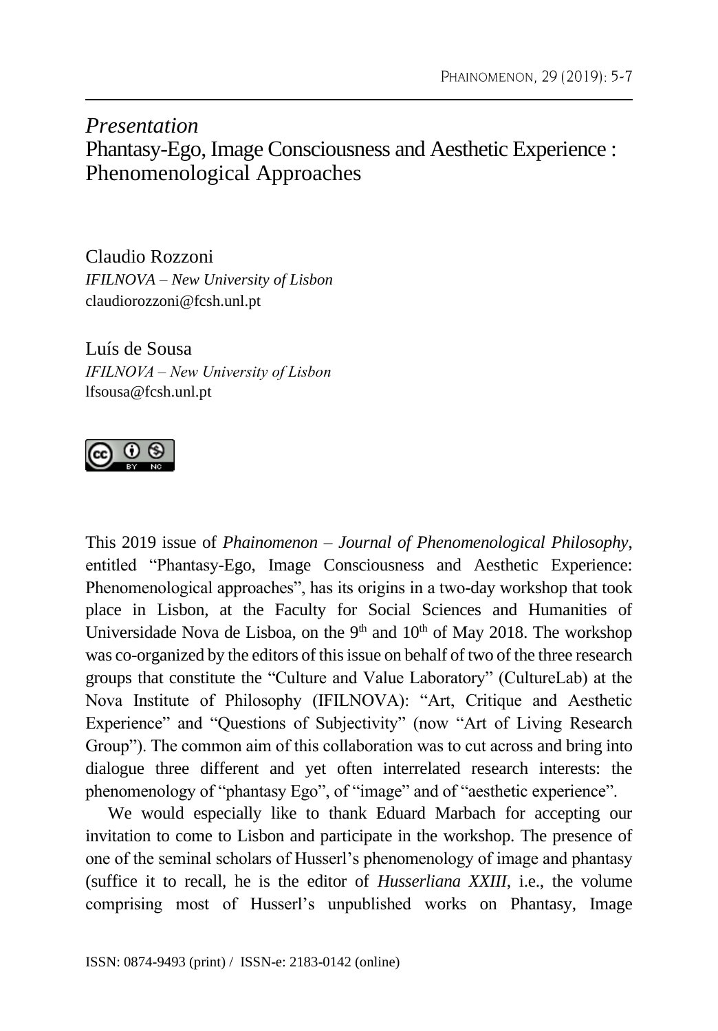*Presentation*
# Phantasy-Ego, Image Consciousness and Aesthetic Experience : Phenomenological Approaches

Claudio Rozzoni
*IFILNOVA – New University of Lisbon*
claudiorozzoni@fcsh.unl.pt

Luís de Sousa
*IFILNOVA – New University of Lisbon*
lfsousa@fcsh.unl.pt

This 2019 issue of *Phainomenon – Journal of Phenomenological Philosophy*, entitled "Phantasy-Ego, Image Consciousness and Aesthetic Experience: Phenomenological approaches", has its origins in a two-day workshop that took place in Lisbon, at the Faculty for Social Sciences and Humanities of Universidade Nova de Lisboa, on the 9th and 10th of May 2018. The workshop was co-organized by the editors of this issue on behalf of two of the three research groups that constitute the "Culture and Value Laboratory" (CultureLab) at the Nova Institute of Philosophy (IFILNOVA): "Art, Critique and Aesthetic Experience" and "Questions of Subjectivity" (now "Art of Living Research Group"). The common aim of this collaboration was to cut across and bring into dialogue three different and yet often interrelated research interests: the phenomenology of "phantasy Ego", of "image" and of "aesthetic experience".

We would especially like to thank Eduard Marbach for accepting our invitation to come to Lisbon and participate in the workshop. The presence of one of the seminal scholars of Husserl's phenomenology of image and phantasy (suffice it to recall, he is the editor of *Husserliana XXIII*, i.e., the volume comprising most of Husserl's unpublished works on Phantasy, Image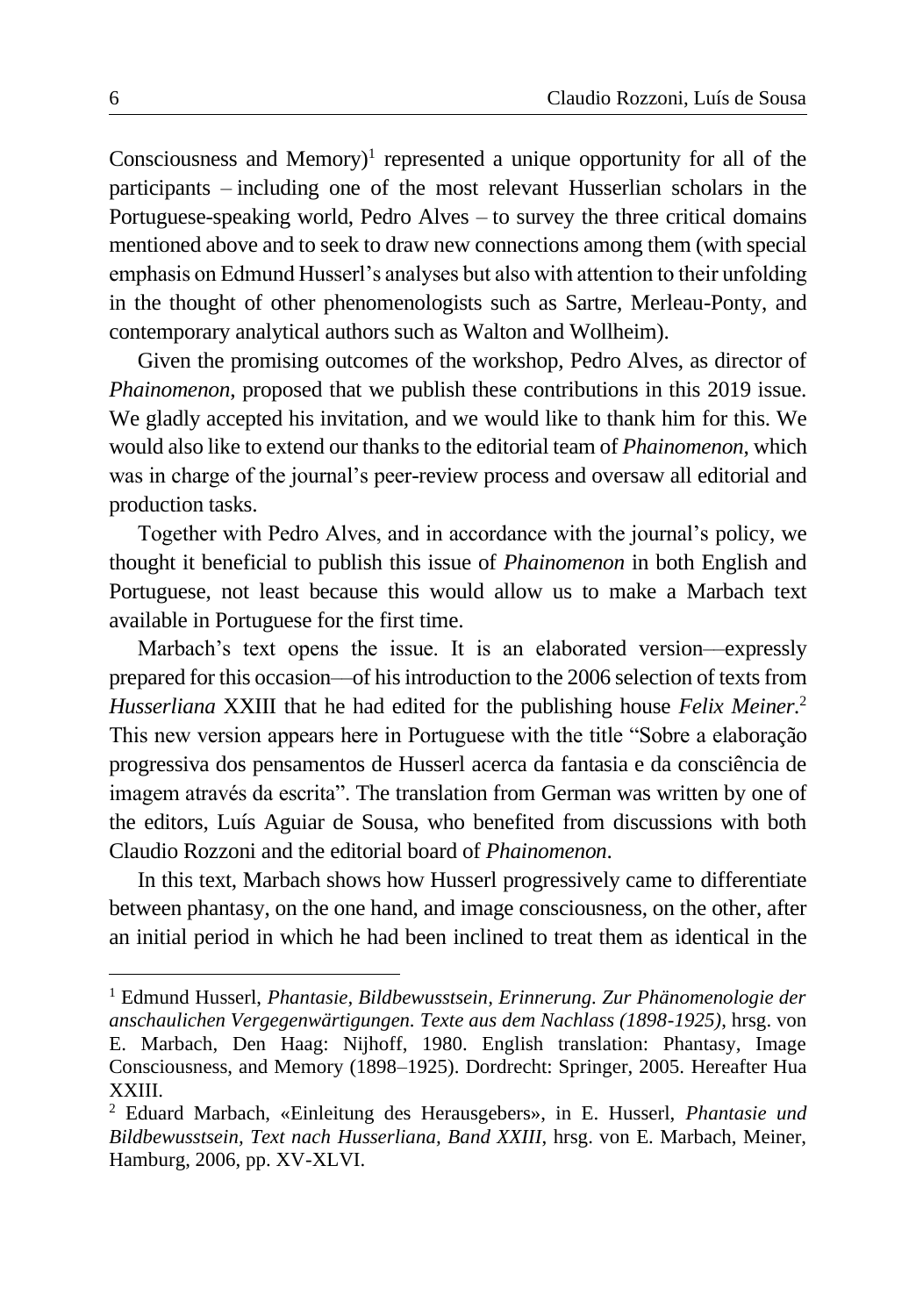Consciousness and Memory)[1] represented a unique opportunity for all of the participants – including one of the most relevant Husserlian scholars in the Portuguese-speaking world, Pedro Alves – to survey the three critical domains mentioned above and to seek to draw new connections among them (with special emphasis on Edmund Husserl's analyses but also with attention to their unfolding in the thought of other phenomenologists such as Sartre, Merleau-Ponty, and contemporary analytical authors such as Walton and Wollheim).

Given the promising outcomes of the workshop, Pedro Alves, as director of *Phainomenon*, proposed that we publish these contributions in this 2019 issue. We gladly accepted his invitation, and we would like to thank him for this. We would also like to extend our thanks to the editorial team of *Phainomenon*, which was in charge of the journal's peer-review process and oversaw all editorial and production tasks.

Together with Pedro Alves, and in accordance with the journal's policy, we thought it beneficial to publish this issue of *Phainomenon* in both English and Portuguese, not least because this would allow us to make a Marbach text available in Portuguese for the first time.

Marbach's text opens the issue. It is an elaborated version—expressly prepared for this occasion—of his introduction to the 2006 selection of texts from *Husserliana* XXIII that he had edited for the publishing house *Felix Meiner*.[2] This new version appears here in Portuguese with the title "Sobre a elaboração progressiva dos pensamentos de Husserl acerca da fantasia e da consciência de imagem através da escrita". The translation from German was written by one of the editors, Luís Aguiar de Sousa, who benefited from discussions with both Claudio Rozzoni and the editorial board of *Phainomenon*.

In this text, Marbach shows how Husserl progressively came to differentiate between phantasy, on the one hand, and image consciousness, on the other, after an initial period in which he had been inclined to treat them as identical in the

---

[1] Edmund Husserl, *Phantasie, Bildbewusstsein, Erinnerung. Zur Phänomenologie der anschaulichen Vergegenwärtigungen. Texte aus dem Nachlass (1898-1925)*, hrsg. von E. Marbach, Den Haag: Nijhoff, 1980. English translation: Phantasy, Image Consciousness, and Memory (1898–1925). Dordrecht: Springer, 2005. Hereafter Hua XXIII.

[2] Eduard Marbach, «Einleitung des Herausgebers», in E. Husserl, *Phantasie und Bildbewusstsein, Text nach Husserliana, Band XXIII*, hrsg. von E. Marbach, Meiner, Hamburg, 2006, pp. XV-XLVI.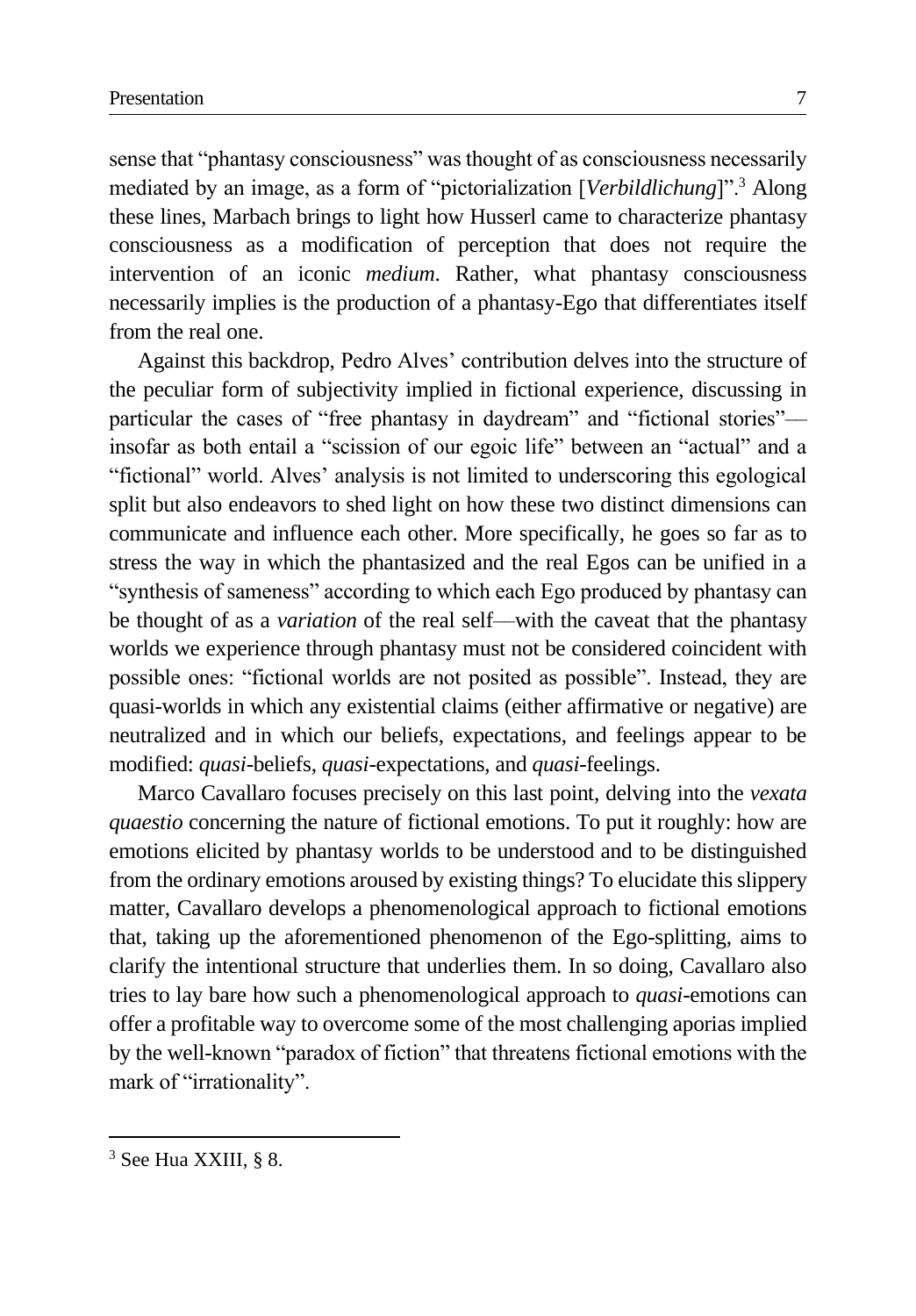sense that "phantasy consciousness" was thought of as consciousness necessarily mediated by an image, as a form of "pictorialization [*Verbildlichung*]".[3] Along these lines, Marbach brings to light how Husserl came to characterize phantasy consciousness as a modification of perception that does not require the intervention of an iconic *medium*. Rather, what phantasy consciousness necessarily implies is the production of a phantasy-Ego that differentiates itself from the real one.

Against this backdrop, Pedro Alves' contribution delves into the structure of the peculiar form of subjectivity implied in fictional experience, discussing in particular the cases of "free phantasy in daydream" and "fictional stories"—insofar as both entail a "scission of our egoic life" between an "actual" and a "fictional" world. Alves' analysis is not limited to underscoring this egological split but also endeavors to shed light on how these two distinct dimensions can communicate and influence each other. More specifically, he goes so far as to stress the way in which the phantasized and the real Egos can be unified in a "synthesis of sameness" according to which each Ego produced by phantasy can be thought of as a *variation* of the real self—with the caveat that the phantasy worlds we experience through phantasy must not be considered coincident with possible ones: "fictional worlds are not posited as possible". Instead, they are quasi-worlds in which any existential claims (either affirmative or negative) are neutralized and in which our beliefs, expectations, and feelings appear to be modified: *quasi*-beliefs, *quasi*-expectations, and *quasi*-feelings.

Marco Cavallaro focuses precisely on this last point, delving into the *vexata quaestio* concerning the nature of fictional emotions. To put it roughly: how are emotions elicited by phantasy worlds to be understood and to be distinguished from the ordinary emotions aroused by existing things? To elucidate this slippery matter, Cavallaro develops a phenomenological approach to fictional emotions that, taking up the aforementioned phenomenon of the Ego-splitting, aims to clarify the intentional structure that underlies them. In so doing, Cavallaro also tries to lay bare how such a phenomenological approach to *quasi*-emotions can offer a profitable way to overcome some of the most challenging aporias implied by the well-known "paradox of fiction" that threatens fictional emotions with the mark of "irrationality".

---

[3] See Hua XXIII, § 8.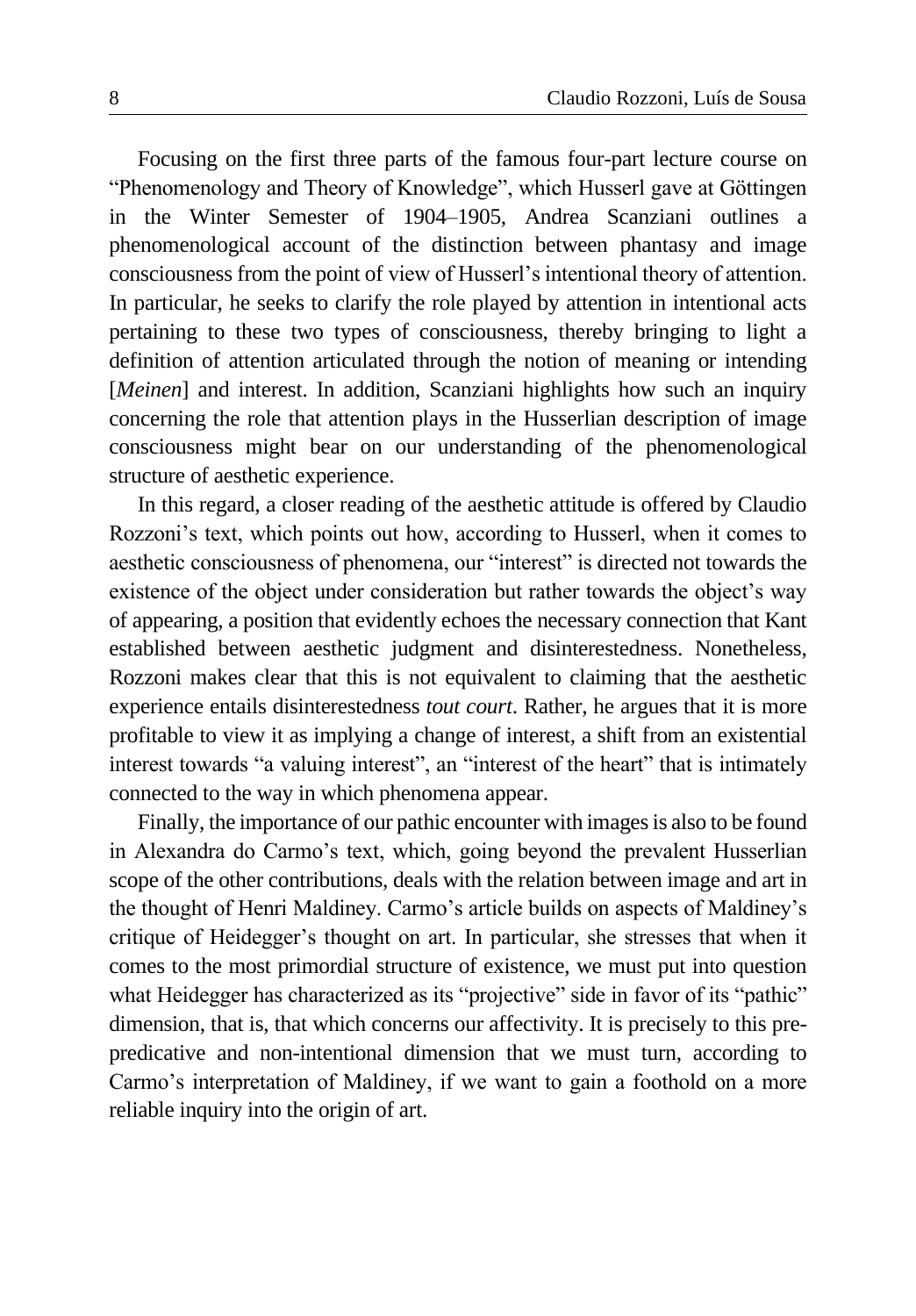Focusing on the first three parts of the famous four-part lecture course on "Phenomenology and Theory of Knowledge", which Husserl gave at Göttingen in the Winter Semester of 1904–1905, Andrea Scanziani outlines a phenomenological account of the distinction between phantasy and image consciousness from the point of view of Husserl's intentional theory of attention. In particular, he seeks to clarify the role played by attention in intentional acts pertaining to these two types of consciousness, thereby bringing to light a definition of attention articulated through the notion of meaning or intending [*Meinen*] and interest. In addition, Scanziani highlights how such an inquiry concerning the role that attention plays in the Husserlian description of image consciousness might bear on our understanding of the phenomenological structure of aesthetic experience.

In this regard, a closer reading of the aesthetic attitude is offered by Claudio Rozzoni's text, which points out how, according to Husserl, when it comes to aesthetic consciousness of phenomena, our "interest" is directed not towards the existence of the object under consideration but rather towards the object's way of appearing, a position that evidently echoes the necessary connection that Kant established between aesthetic judgment and disinterestedness. Nonetheless, Rozzoni makes clear that this is not equivalent to claiming that the aesthetic experience entails disinterestedness *tout court*. Rather, he argues that it is more profitable to view it as implying a change of interest, a shift from an existential interest towards "a valuing interest", an "interest of the heart" that is intimately connected to the way in which phenomena appear.

Finally, the importance of our pathic encounter with images is also to be found in Alexandra do Carmo's text, which, going beyond the prevalent Husserlian scope of the other contributions, deals with the relation between image and art in the thought of Henri Maldiney. Carmo's article builds on aspects of Maldiney's critique of Heidegger's thought on art. In particular, she stresses that when it comes to the most primordial structure of existence, we must put into question what Heidegger has characterized as its "projective" side in favor of its "pathic" dimension, that is, that which concerns our affectivity. It is precisely to this pre-predicative and non-intentional dimension that we must turn, according to Carmo's interpretation of Maldiney, if we want to gain a foothold on a more reliable inquiry into the origin of art.